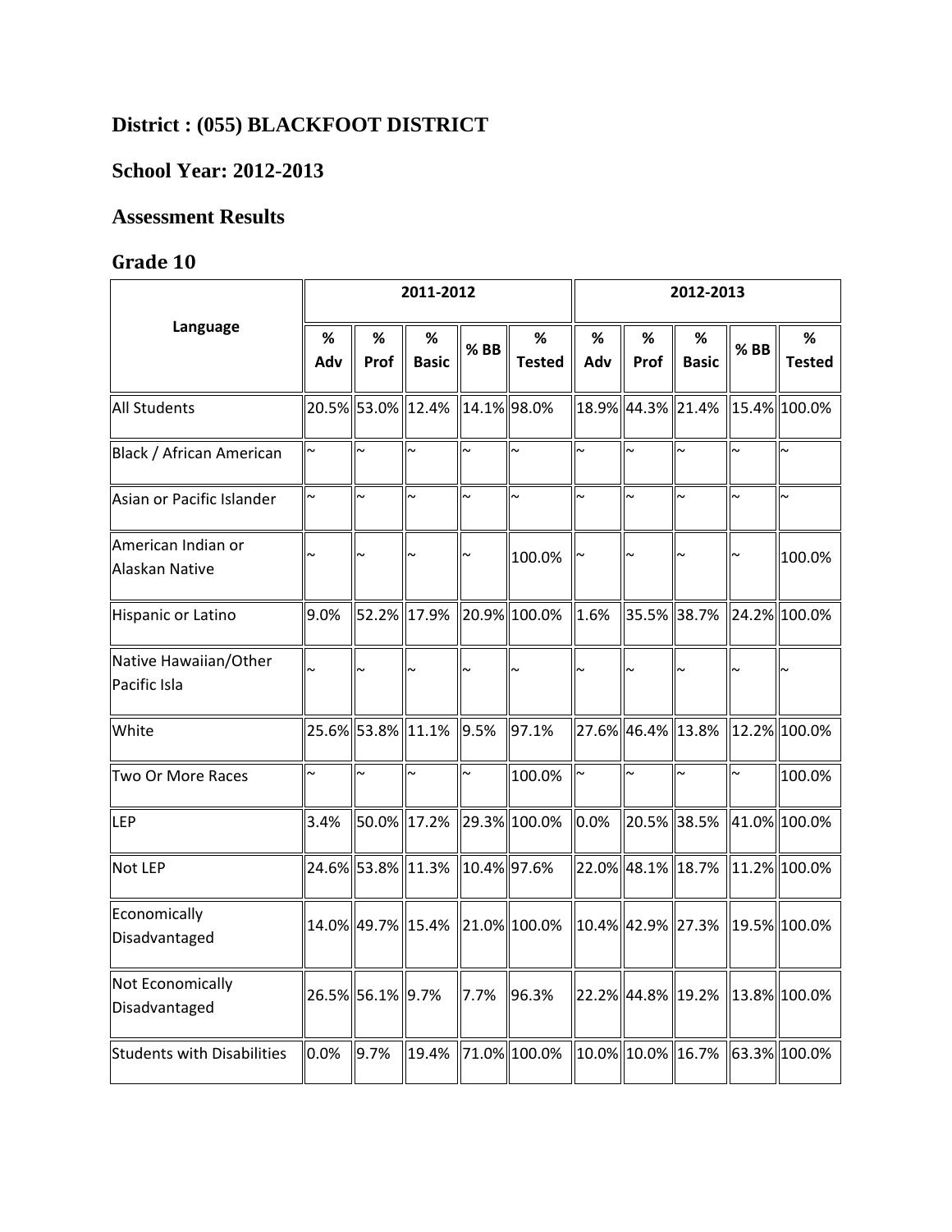## District : (055) BLACKFOOT DISTRICT

## School Year: 2012-2013

## Assessment Results

## Grade 10

| Language | 2011-2012 | | | | | 2012-2013 | | | | |
|---|---|---|---|---|---|---|---|---|---|---|
| | % Adv | % Prof | % Basic | % BB | % Tested | % Adv | % Prof | % Basic | % BB | % Tested |
| All Students | 20.5% | 53.0% | 12.4% | 14.1% | 98.0% | 18.9% | 44.3% | 21.4% | 15.4% | 100.0% |
| Black / African American | ~ | ~ | ~ | ~ | ~ | ~ | ~ | ~ | ~ | ~ |
| Asian or Pacific Islander | ~ | ~ | ~ | ~ | ~ | ~ | ~ | ~ | ~ | ~ |
| American Indian or Alaskan Native | ~ | ~ | ~ | ~ | 100.0% | ~ | ~ | ~ | ~ | 100.0% |
| Hispanic or Latino | 9.0% | 52.2% | 17.9% | 20.9% | 100.0% | 1.6% | 35.5% | 38.7% | 24.2% | 100.0% |
| Native Hawaiian/Other Pacific Isla | ~ | ~ | ~ | ~ | ~ | ~ | ~ | ~ | ~ | ~ |
| White | 25.6% | 53.8% | 11.1% | 9.5% | 97.1% | 27.6% | 46.4% | 13.8% | 12.2% | 100.0% |
| Two Or More Races | ~ | ~ | ~ | ~ | 100.0% | ~ | ~ | ~ | ~ | 100.0% |
| LEP | 3.4% | 50.0% | 17.2% | 29.3% | 100.0% | 0.0% | 20.5% | 38.5% | 41.0% | 100.0% |
| Not LEP | 24.6% | 53.8% | 11.3% | 10.4% | 97.6% | 22.0% | 48.1% | 18.7% | 11.2% | 100.0% |
| Economically Disadvantaged | 14.0% | 49.7% | 15.4% | 21.0% | 100.0% | 10.4% | 42.9% | 27.3% | 19.5% | 100.0% |
| Not Economically Disadvantaged | 26.5% | 56.1% | 9.7% | 7.7% | 96.3% | 22.2% | 44.8% | 19.2% | 13.8% | 100.0% |
| Students with Disabilities | 0.0% | 9.7% | 19.4% | 71.0% | 100.0% | 10.0% | 10.0% | 16.7% | 63.3% | 100.0% |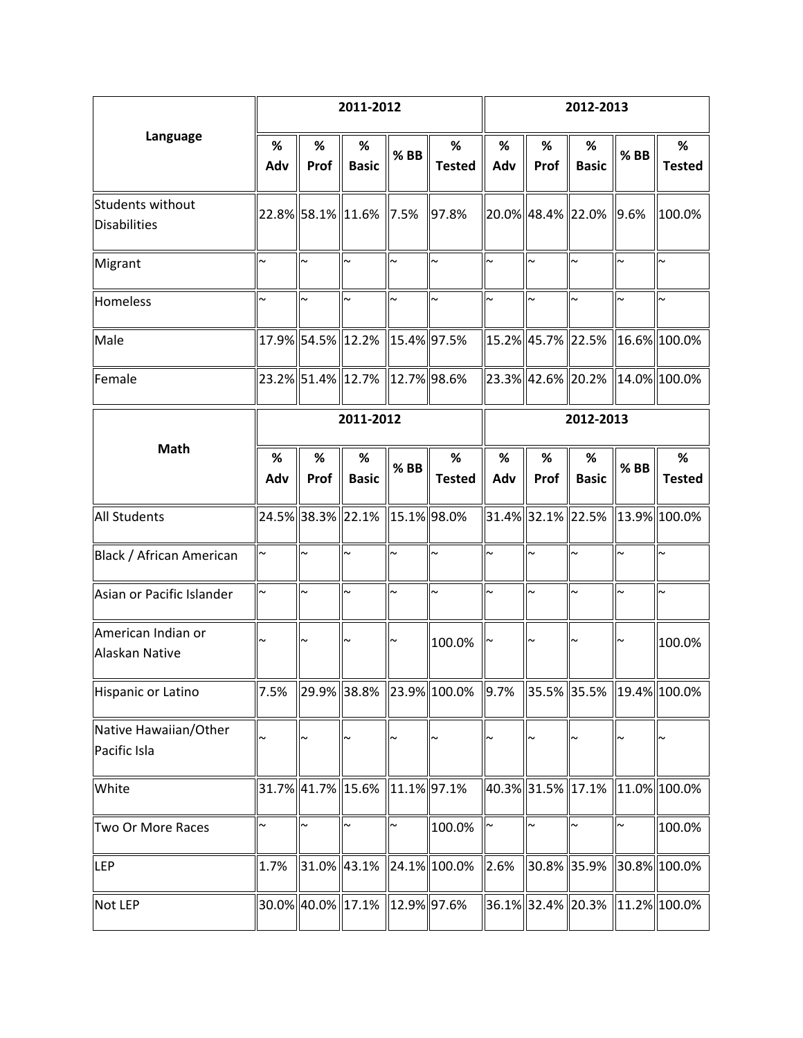| Language | 2011-2012 | | | | | 2012-2013 | | | | |
|---|---|---|---|---|---|---|---|---|---|---|
| | % Adv | % Prof | % Basic | % BB | % Tested | % Adv | % Prof | % Basic | % BB | % Tested |
| Students without Disabilities | 22.8% | 58.1% | 11.6% | 7.5% | 97.8% | 20.0% | 48.4% | 22.0% | 9.6% | 100.0% |
| Migrant | ~ | ~ | ~ | ~ | ~ | ~ | ~ | ~ | ~ | ~ |
| Homeless | ~ | ~ | ~ | ~ | ~ | ~ | ~ | ~ | ~ | ~ |
| Male | 17.9% | 54.5% | 12.2% | 15.4% | 97.5% | 15.2% | 45.7% | 22.5% | 16.6% | 100.0% |
| Female | 23.2% | 51.4% | 12.7% | 12.7% | 98.6% | 23.3% | 42.6% | 20.2% | 14.0% | 100.0% |

| Math | 2011-2012 | | | | | 2012-2013 | | | | |
|---|---|---|---|---|---|---|---|---|---|---|
| | % Adv | % Prof | % Basic | % BB | % Tested | % Adv | % Prof | % Basic | % BB | % Tested |
| All Students | 24.5% | 38.3% | 22.1% | 15.1% | 98.0% | 31.4% | 32.1% | 22.5% | 13.9% | 100.0% |
| Black / African American | ~ | ~ | ~ | ~ | ~ | ~ | ~ | ~ | ~ | ~ |
| Asian or Pacific Islander | ~ | ~ | ~ | ~ | ~ | ~ | ~ | ~ | ~ | ~ |
| American Indian or Alaskan Native | ~ | ~ | ~ | ~ | 100.0% | ~ | ~ | ~ | ~ | 100.0% |
| Hispanic or Latino | 7.5% | 29.9% | 38.8% | 23.9% | 100.0% | 9.7% | 35.5% | 35.5% | 19.4% | 100.0% |
| Native Hawaiian/Other Pacific Isla | ~ | ~ | ~ | ~ | ~ | ~ | ~ | ~ | ~ | ~ |
| White | 31.7% | 41.7% | 15.6% | 11.1% | 97.1% | 40.3% | 31.5% | 17.1% | 11.0% | 100.0% |
| Two Or More Races | ~ | ~ | ~ | ~ | 100.0% | ~ | ~ | ~ | ~ | 100.0% |
| LEP | 1.7% | 31.0% | 43.1% | 24.1% | 100.0% | 2.6% | 30.8% | 35.9% | 30.8% | 100.0% |
| Not LEP | 30.0% | 40.0% | 17.1% | 12.9% | 97.6% | 36.1% | 32.4% | 20.3% | 11.2% | 100.0% |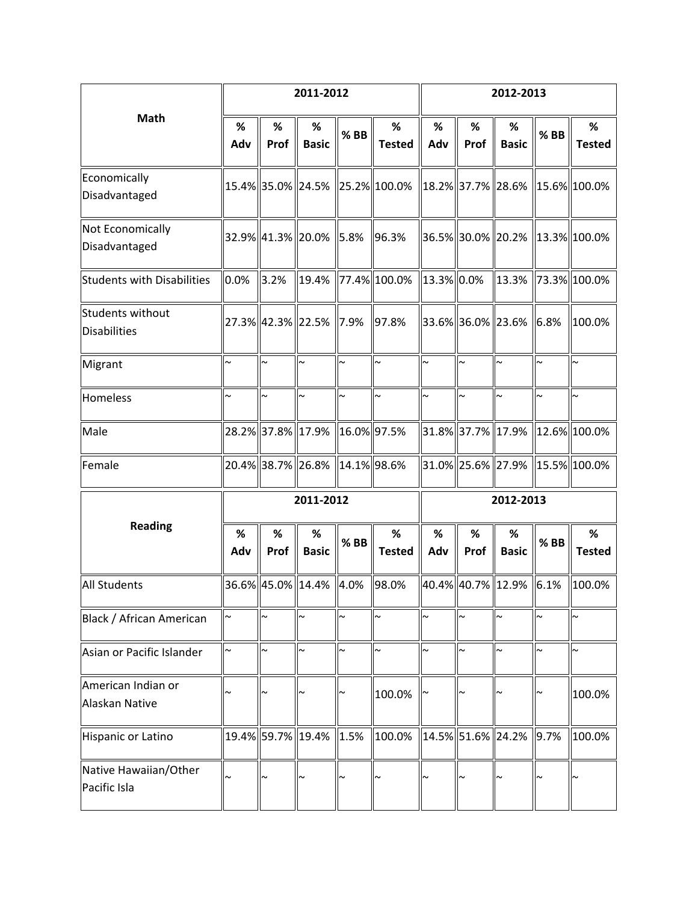| Math | 2011-2012 | | | | | 2012-2013 | | | | |
|---|---|---|---|---|---|---|---|---|---|---|
| | % Adv | % Prof | % Basic | % BB | % Tested | % Adv | % Prof | % Basic | % BB | % Tested |
| Economically Disadvantaged | 15.4% | 35.0% | 24.5% | 25.2% | 100.0% | 18.2% | 37.7% | 28.6% | 15.6% | 100.0% |
| Not Economically Disadvantaged | 32.9% | 41.3% | 20.0% | 5.8% | 96.3% | 36.5% | 30.0% | 20.2% | 13.3% | 100.0% |
| Students with Disabilities | 0.0% | 3.2% | 19.4% | 77.4% | 100.0% | 13.3% | 0.0% | 13.3% | 73.3% | 100.0% |
| Students without Disabilities | 27.3% | 42.3% | 22.5% | 7.9% | 97.8% | 33.6% | 36.0% | 23.6% | 6.8% | 100.0% |
| Migrant | ~ | ~ | ~ | ~ | ~ | ~ | ~ | ~ | ~ | ~ |
| Homeless | ~ | ~ | ~ | ~ | ~ | ~ | ~ | ~ | ~ | ~ |
| Male | 28.2% | 37.8% | 17.9% | 16.0% | 97.5% | 31.8% | 37.7% | 17.9% | 12.6% | 100.0% |
| Female | 20.4% | 38.7% | 26.8% | 14.1% | 98.6% | 31.0% | 25.6% | 27.9% | 15.5% | 100.0% |

| Reading | 2011-2012 | | | | | 2012-2013 | | | | |
|---|---|---|---|---|---|---|---|---|---|---|
| | % Adv | % Prof | % Basic | % BB | % Tested | % Adv | % Prof | % Basic | % BB | % Tested |
| All Students | 36.6% | 45.0% | 14.4% | 4.0% | 98.0% | 40.4% | 40.7% | 12.9% | 6.1% | 100.0% |
| Black / African American | ~ | ~ | ~ | ~ | ~ | ~ | ~ | ~ | ~ | ~ |
| Asian or Pacific Islander | ~ | ~ | ~ | ~ | ~ | ~ | ~ | ~ | ~ | ~ |
| American Indian or Alaskan Native | ~ | ~ | ~ | ~ | 100.0% | ~ | ~ | ~ | ~ | 100.0% |
| Hispanic or Latino | 19.4% | 59.7% | 19.4% | 1.5% | 100.0% | 14.5% | 51.6% | 24.2% | 9.7% | 100.0% |
| Native Hawaiian/Other Pacific Isla | ~ | ~ | ~ | ~ | ~ | ~ | ~ | ~ | ~ | ~ |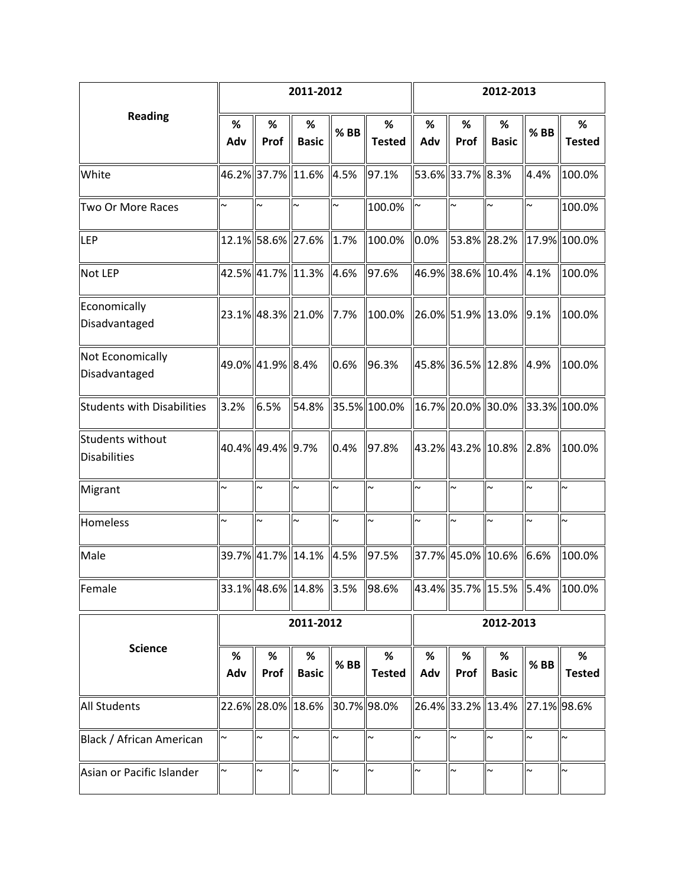| Reading | 2011-2012 | | | | | 2012-2013 | | | | |
|---|---|---|---|---|---|---|---|---|---|---|
| | % Adv | % Prof | % Basic | % BB | % Tested | % Adv | % Prof | % Basic | % BB | % Tested |
| White | 46.2% | 37.7% | 11.6% | 4.5% | 97.1% | 53.6% | 33.7% | 8.3% | 4.4% | 100.0% |
| Two Or More Races | ~ | ~ | ~ | ~ | 100.0% | ~ | ~ | ~ | ~ | 100.0% |
| LEP | 12.1% | 58.6% | 27.6% | 1.7% | 100.0% | 0.0% | 53.8% | 28.2% | 17.9% | 100.0% |
| Not LEP | 42.5% | 41.7% | 11.3% | 4.6% | 97.6% | 46.9% | 38.6% | 10.4% | 4.1% | 100.0% |
| Economically Disadvantaged | 23.1% | 48.3% | 21.0% | 7.7% | 100.0% | 26.0% | 51.9% | 13.0% | 9.1% | 100.0% |
| Not Economically Disadvantaged | 49.0% | 41.9% | 8.4% | 0.6% | 96.3% | 45.8% | 36.5% | 12.8% | 4.9% | 100.0% |
| Students with Disabilities | 3.2% | 6.5% | 54.8% | 35.5% | 100.0% | 16.7% | 20.0% | 30.0% | 33.3% | 100.0% |
| Students without Disabilities | 40.4% | 49.4% | 9.7% | 0.4% | 97.8% | 43.2% | 43.2% | 10.8% | 2.8% | 100.0% |
| Migrant | ~ | ~ | ~ | ~ | ~ | ~ | ~ | ~ | ~ | ~ |
| Homeless | ~ | ~ | ~ | ~ | ~ | ~ | ~ | ~ | ~ | ~ |
| Male | 39.7% | 41.7% | 14.1% | 4.5% | 97.5% | 37.7% | 45.0% | 10.6% | 6.6% | 100.0% |
| Female | 33.1% | 48.6% | 14.8% | 3.5% | 98.6% | 43.4% | 35.7% | 15.5% | 5.4% | 100.0% |

| Science | 2011-2012 | | | | | 2012-2013 | | | | |
|---|---|---|---|---|---|---|---|---|---|---|
| | % Adv | % Prof | % Basic | % BB | % Tested | % Adv | % Prof | % Basic | % BB | % Tested |
| All Students | 22.6% | 28.0% | 18.6% | 30.7% | 98.0% | 26.4% | 33.2% | 13.4% | 27.1% | 98.6% |
| Black / African American | ~ | ~ | ~ | ~ | ~ | ~ | ~ | ~ | ~ | ~ |
| Asian or Pacific Islander | ~ | ~ | ~ | ~ | ~ | ~ | ~ | ~ | ~ | ~ |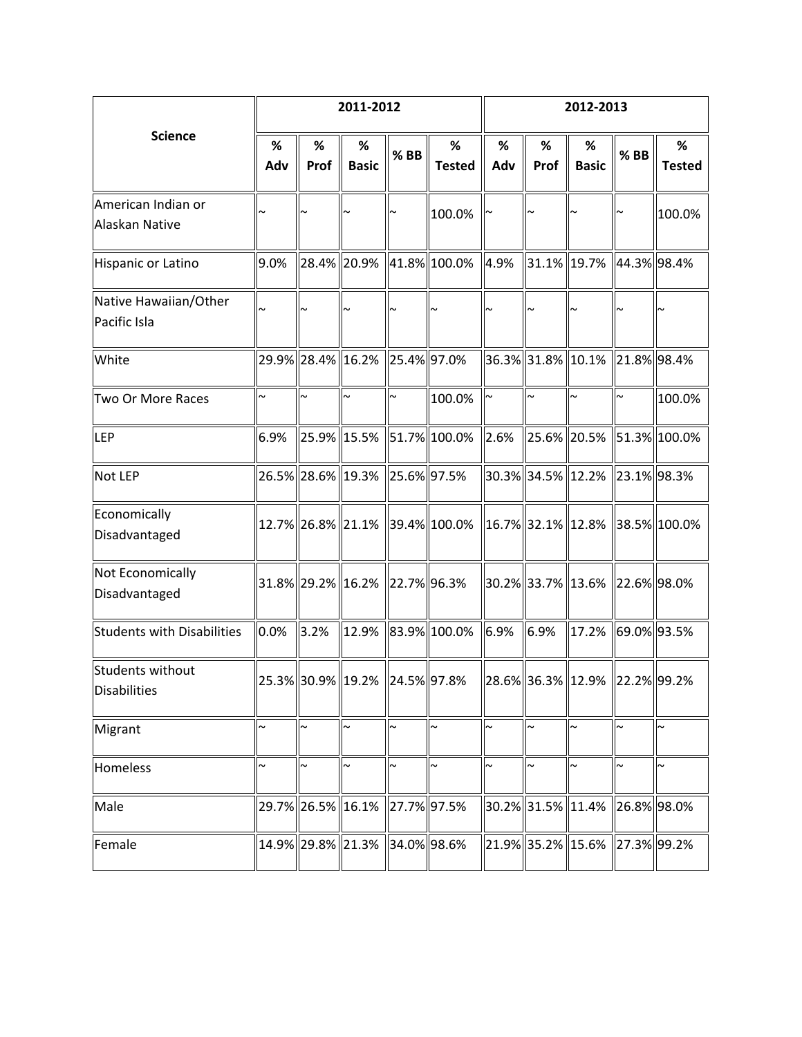| Science | 2011-2012 | | | | | 2012-2013 | | | | |
|---|---|---|---|---|---|---|---|---|---|---|
| | % Adv | % Prof | % Basic | % BB | % Tested | % Adv | % Prof | % Basic | % BB | % Tested |
| American Indian or Alaskan Native | ~ | ~ | ~ | ~ | 100.0% | ~ | ~ | ~ | ~ | 100.0% |
| Hispanic or Latino | 9.0% | 28.4% | 20.9% | 41.8% | 100.0% | 4.9% | 31.1% | 19.7% | 44.3% | 98.4% |
| Native Hawaiian/Other Pacific Isla | ~ | ~ | ~ | ~ | ~ | ~ | ~ | ~ | ~ | ~ |
| White | 29.9% | 28.4% | 16.2% | 25.4% | 97.0% | 36.3% | 31.8% | 10.1% | 21.8% | 98.4% |
| Two Or More Races | ~ | ~ | ~ | ~ | 100.0% | ~ | ~ | ~ | ~ | 100.0% |
| LEP | 6.9% | 25.9% | 15.5% | 51.7% | 100.0% | 2.6% | 25.6% | 20.5% | 51.3% | 100.0% |
| Not LEP | 26.5% | 28.6% | 19.3% | 25.6% | 97.5% | 30.3% | 34.5% | 12.2% | 23.1% | 98.3% |
| Economically Disadvantaged | 12.7% | 26.8% | 21.1% | 39.4% | 100.0% | 16.7% | 32.1% | 12.8% | 38.5% | 100.0% |
| Not Economically Disadvantaged | 31.8% | 29.2% | 16.2% | 22.7% | 96.3% | 30.2% | 33.7% | 13.6% | 22.6% | 98.0% |
| Students with Disabilities | 0.0% | 3.2% | 12.9% | 83.9% | 100.0% | 6.9% | 6.9% | 17.2% | 69.0% | 93.5% |
| Students without Disabilities | 25.3% | 30.9% | 19.2% | 24.5% | 97.8% | 28.6% | 36.3% | 12.9% | 22.2% | 99.2% |
| Migrant | ~ | ~ | ~ | ~ | ~ | ~ | ~ | ~ | ~ | ~ |
| Homeless | ~ | ~ | ~ | ~ | ~ | ~ | ~ | ~ | ~ | ~ |
| Male | 29.7% | 26.5% | 16.1% | 27.7% | 97.5% | 30.2% | 31.5% | 11.4% | 26.8% | 98.0% |
| Female | 14.9% | 29.8% | 21.3% | 34.0% | 98.6% | 21.9% | 35.2% | 15.6% | 27.3% | 99.2% |